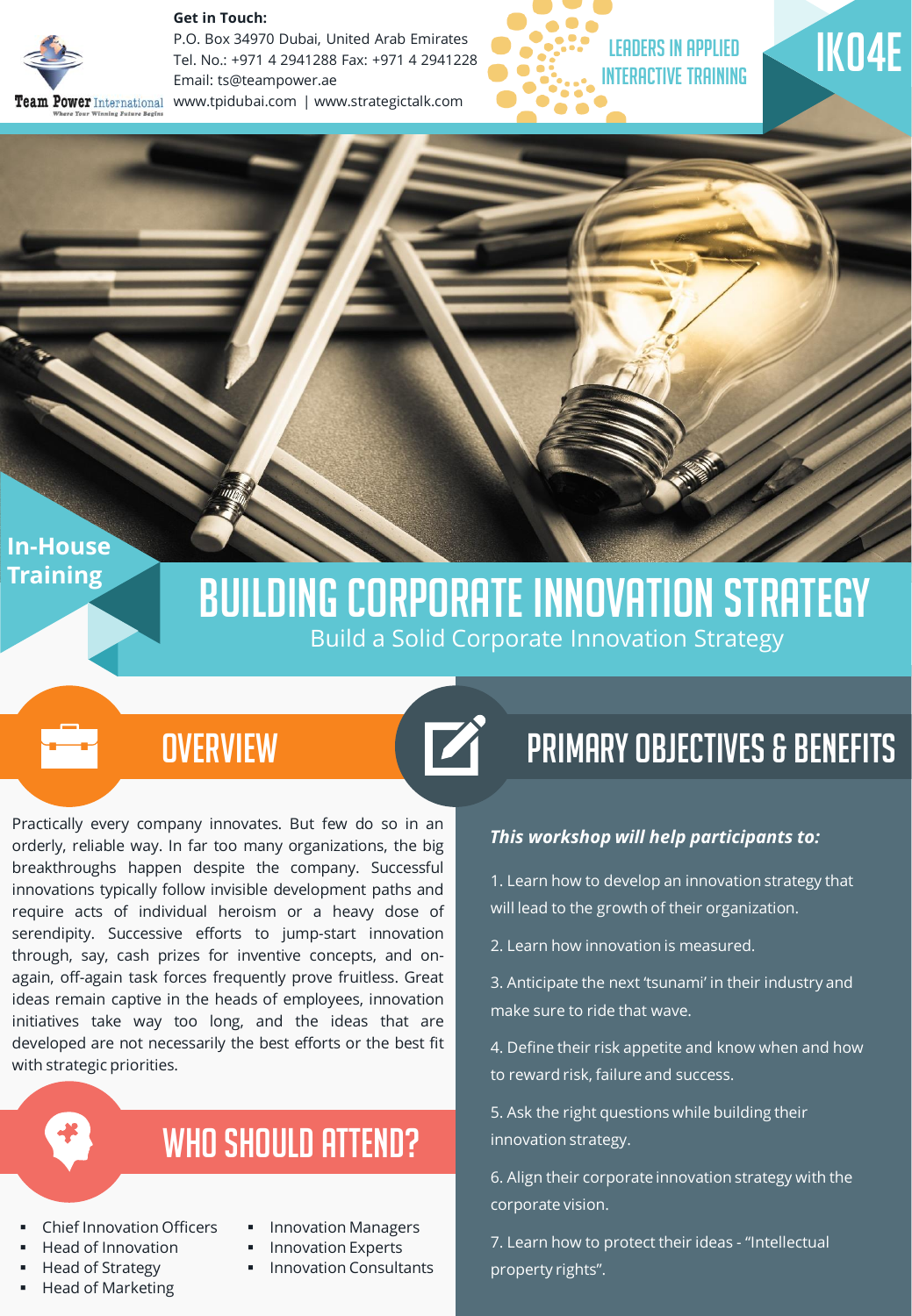**Get in Touch:**
P.O. Box 34970 Dubai, United Arab Emirates
Tel. No.: +971 4 2941288 Fax: +971 4 2941228
Email: ts@teampower.ae
www.tpidubai.com | www.strategictalk.com

LEADERS IN APPLIED INTERACTIVE TRAINING

IK04E

In-House Training

# BUILDING CORPORATE INNOVATION STRATEGY

Build a Solid Corporate Innovation Strategy

## OVERVIEW

Practically every company innovates. But few do so in an orderly, reliable way. In far too many organizations, the big breakthroughs happen despite the company. Successful innovations typically follow invisible development paths and require acts of individual heroism or a heavy dose of serendipity. Successive efforts to jump-start innovation through, say, cash prizes for inventive concepts, and on-again, off-again task forces frequently prove fruitless. Great ideas remain captive in the heads of employees, innovation initiatives take way too long, and the ideas that are developed are not necessarily the best efforts or the best fit with strategic priorities.

## WHO SHOULD ATTEND?

- Chief Innovation Officers
- Head of Innovation
- Head of Strategy
- Head of Marketing
- Innovation Managers
- Innovation Experts
- Innovation Consultants

## PRIMARY OBJECTIVES & BENEFITS

***This workshop will help participants to:***

1. Learn how to develop an innovation strategy that will lead to the growth of their organization.
2. Learn how innovation is measured.
3. Anticipate the next 'tsunami' in their industry and make sure to ride that wave.
4. Define their risk appetite and know when and how to reward risk, failure and success.
5. Ask the right questions while building their innovation strategy.
6. Align their corporate innovation strategy with the corporate vision.
7. Learn how to protect their ideas - "Intellectual property rights".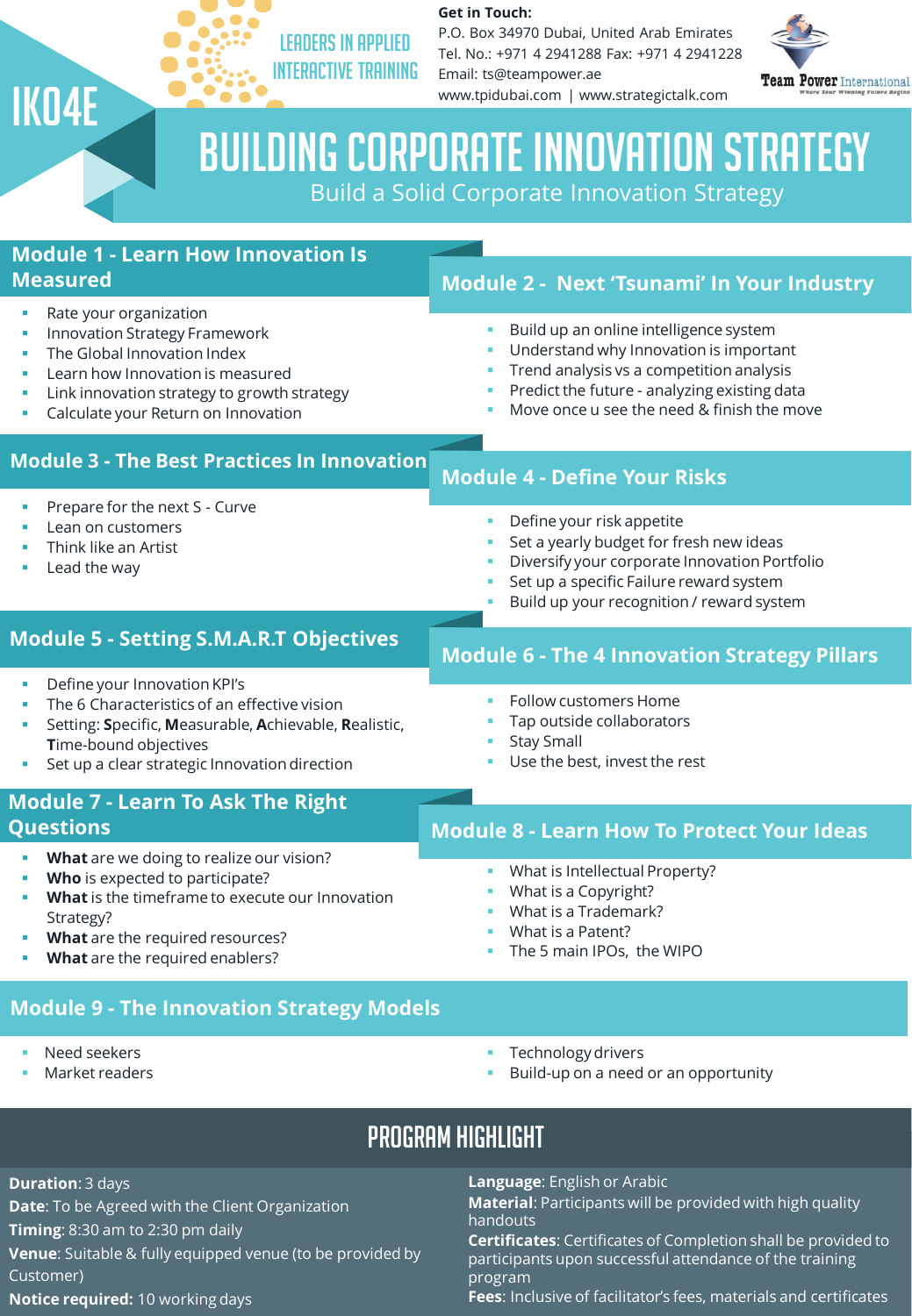IK04E

LEADERS IN APPLIED INTERACTIVE TRAINING

**Get in Touch:**
P.O. Box 34970 Dubai, United Arab Emirates
Tel. No.: +971 4 2941288 Fax: +971 4 2941228
Email: ts@teampower.ae
www.tpidubai.com | www.strategictalk.com

Team Power International
Where Your Winning Future Begins

# BUILDING CORPORATE INNOVATION STRATEGY

Build a Solid Corporate Innovation Strategy

## Module 1 - Learn How Innovation Is Measured

- Rate your organization
- Innovation Strategy Framework
- The Global Innovation Index
- Learn how Innovation is measured
- Link innovation strategy to growth strategy
- Calculate your Return on Innovation

## Module 2 - Next 'Tsunami' In Your Industry

- Build up an online intelligence system
- Understand why Innovation is important
- Trend analysis vs a competition analysis
- Predict the future - analyzing existing data
- Move once u see the need & finish the move

## Module 3 - The Best Practices In Innovation

- Prepare for the next S - Curve
- Lean on customers
- Think like an Artist
- Lead the way

## Module 4 - Define Your Risks

- Define your risk appetite
- Set a yearly budget for fresh new ideas
- Diversify your corporate Innovation Portfolio
- Set up a specific Failure reward system
- Build up your recognition / reward system

## Module 5 - Setting S.M.A.R.T Objectives

- Define your Innovation KPI's
- The 6 Characteristics of an effective vision
- Setting: **S**pecific, **M**easurable, **A**chievable, **R**ealistic, **T**ime-bound objectives
- Set up a clear strategic Innovation direction

## Module 6 - The 4 Innovation Strategy Pillars

- Follow customers Home
- Tap outside collaborators
- Stay Small
- Use the best, invest the rest

## Module 7 - Learn To Ask The Right Questions

- **What** are we doing to realize our vision?
- **Who** is expected to participate?
- **What** is the timeframe to execute our Innovation Strategy?
- **What** are the required resources?
- **What** are the required enablers?

## Module 8 - Learn How To Protect Your Ideas

- What is Intellectual Property?
- What is a Copyright?
- What is a Trademark?
- What is a Patent?
- The 5 main IPOs, the WIPO

## Module 9 - The Innovation Strategy Models

- Need seekers
- Market readers
- Technology drivers
- Build-up on a need or an opportunity

## PROGRAM HIGHLIGHT

**Duration**: 3 days
**Date**: To be Agreed with the Client Organization
**Timing**: 8:30 am to 2:30 pm daily
**Venue**: Suitable & fully equipped venue (to be provided by Customer)
**Notice required:** 10 working days

**Language**: English or Arabic
**Material**: Participants will be provided with high quality handouts
**Certificates**: Certificates of Completion shall be provided to participants upon successful attendance of the training program
**Fees**: Inclusive of facilitator's fees, materials and certificates